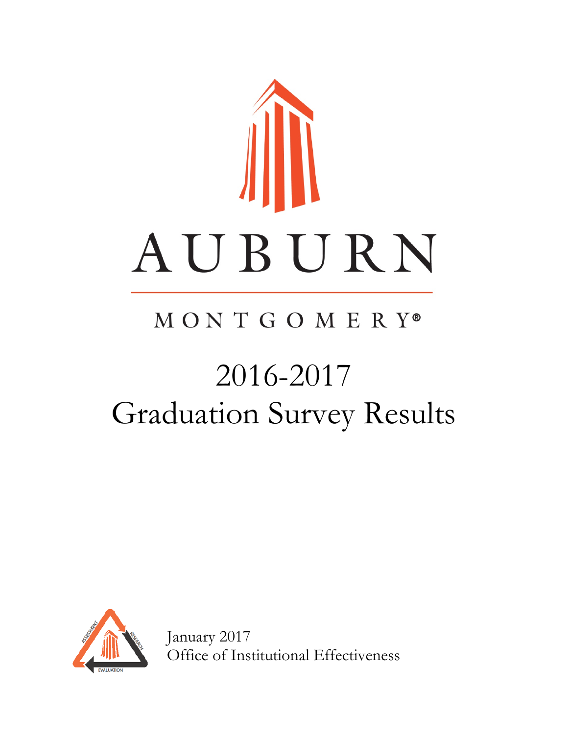# AUBURN

MONTGOMERY®

# 2016-2017 Graduation Survey Results

January 2017

Office of Institutional Effectiveness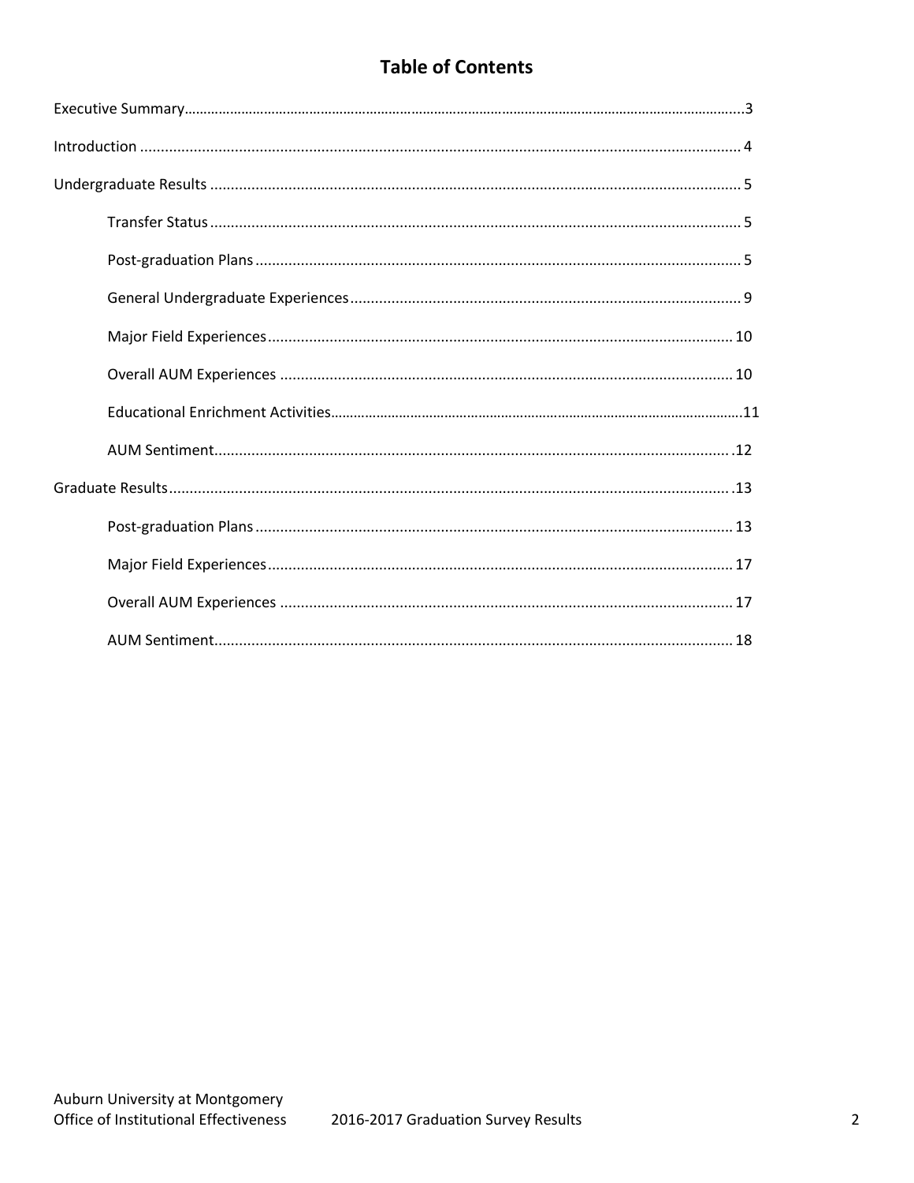# Table of Contents

Executive Summary .....3

Introduction ..... 4

Undergraduate Results ..... 5

- Transfer Status ..... 5
- Post-graduation Plans ..... 5
- General Undergraduate Experiences ..... 9
- Major Field Experiences ..... 10
- Overall AUM Experiences ..... 10
- Educational Enrichment Activities .....11
- AUM Sentiment ..... .12

Graduate Results ..... .13

- Post-graduation Plans ..... 13
- Major Field Experiences ..... 17
- Overall AUM Experiences ..... 17
- AUM Sentiment ..... 18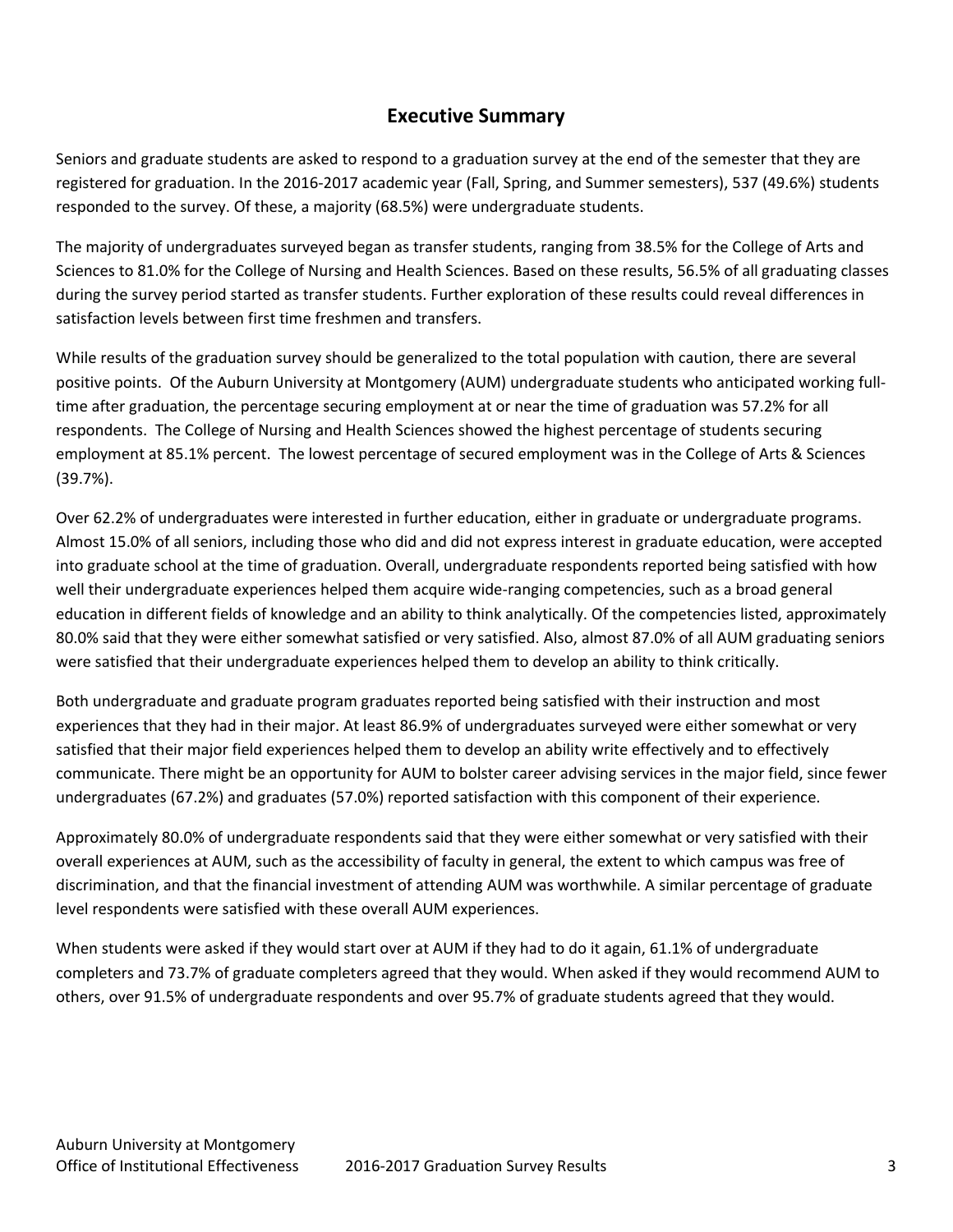## Executive Summary

Seniors and graduate students are asked to respond to a graduation survey at the end of the semester that they are registered for graduation. In the 2016-2017 academic year (Fall, Spring, and Summer semesters), 537 (49.6%) students responded to the survey. Of these, a majority (68.5%) were undergraduate students.

The majority of undergraduates surveyed began as transfer students, ranging from 38.5% for the College of Arts and Sciences to 81.0% for the College of Nursing and Health Sciences. Based on these results, 56.5% of all graduating classes during the survey period started as transfer students. Further exploration of these results could reveal differences in satisfaction levels between first time freshmen and transfers.

While results of the graduation survey should be generalized to the total population with caution, there are several positive points. Of the Auburn University at Montgomery (AUM) undergraduate students who anticipated working full-time after graduation, the percentage securing employment at or near the time of graduation was 57.2% for all respondents. The College of Nursing and Health Sciences showed the highest percentage of students securing employment at 85.1% percent. The lowest percentage of secured employment was in the College of Arts & Sciences (39.7%).

Over 62.2% of undergraduates were interested in further education, either in graduate or undergraduate programs. Almost 15.0% of all seniors, including those who did and did not express interest in graduate education, were accepted into graduate school at the time of graduation. Overall, undergraduate respondents reported being satisfied with how well their undergraduate experiences helped them acquire wide-ranging competencies, such as a broad general education in different fields of knowledge and an ability to think analytically. Of the competencies listed, approximately 80.0% said that they were either somewhat satisfied or very satisfied. Also, almost 87.0% of all AUM graduating seniors were satisfied that their undergraduate experiences helped them to develop an ability to think critically.

Both undergraduate and graduate program graduates reported being satisfied with their instruction and most experiences that they had in their major. At least 86.9% of undergraduates surveyed were either somewhat or very satisfied that their major field experiences helped them to develop an ability write effectively and to effectively communicate. There might be an opportunity for AUM to bolster career advising services in the major field, since fewer undergraduates (67.2%) and graduates (57.0%) reported satisfaction with this component of their experience.

Approximately 80.0% of undergraduate respondents said that they were either somewhat or very satisfied with their overall experiences at AUM, such as the accessibility of faculty in general, the extent to which campus was free of discrimination, and that the financial investment of attending AUM was worthwhile. A similar percentage of graduate level respondents were satisfied with these overall AUM experiences.

When students were asked if they would start over at AUM if they had to do it again, 61.1% of undergraduate completers and 73.7% of graduate completers agreed that they would. When asked if they would recommend AUM to others, over 91.5% of undergraduate respondents and over 95.7% of graduate students agreed that they would.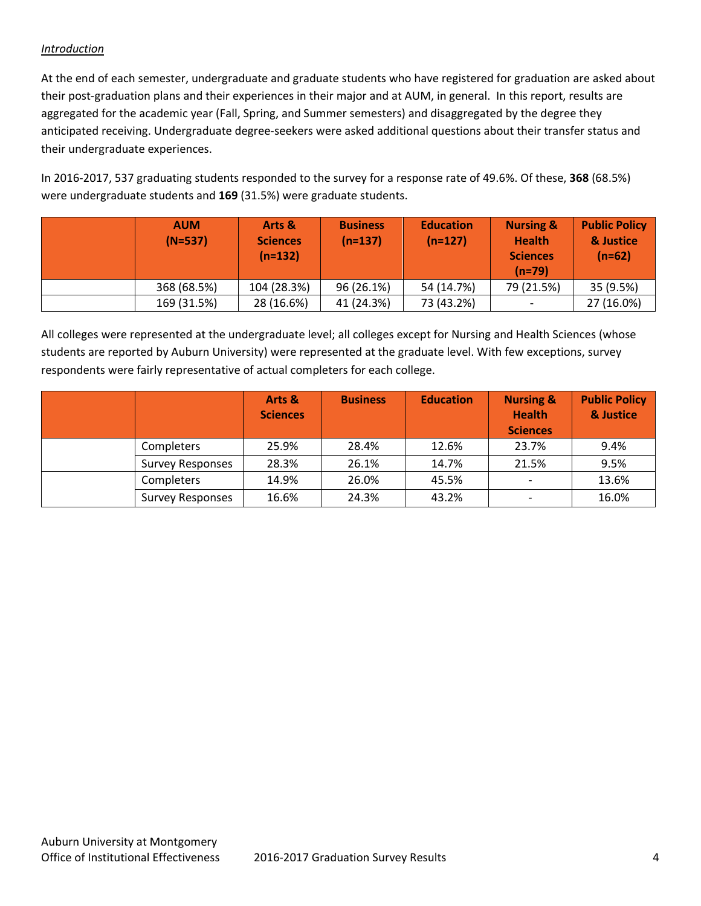*Introduction*

At the end of each semester, undergraduate and graduate students who have registered for graduation are asked about their post-graduation plans and their experiences in their major and at AUM, in general. In this report, results are aggregated for the academic year (Fall, Spring, and Summer semesters) and disaggregated by the degree they anticipated receiving. Undergraduate degree-seekers were asked additional questions about their transfer status and their undergraduate experiences.

In 2016-2017, 537 graduating students responded to the survey for a response rate of 49.6%. Of these, **368** (68.5%) were undergraduate students and **169** (31.5%) were graduate students.

| | AUM (N=537) | Arts & Sciences (n=132) | Business (n=137) | Education (n=127) | Nursing & Health Sciences (n=79) | Public Policy & Justice (n=62) |
|---|---|---|---|---|---|---|
| | 368 (68.5%) | 104 (28.3%) | 96 (26.1%) | 54 (14.7%) | 79 (21.5%) | 35 (9.5%) |
| | 169 (31.5%) | 28 (16.6%) | 41 (24.3%) | 73 (43.2%) | - | 27 (16.0%) |

All colleges were represented at the undergraduate level; all colleges except for Nursing and Health Sciences (whose students are reported by Auburn University) were represented at the graduate level. With few exceptions, survey respondents were fairly representative of actual completers for each college.

| | | Arts & Sciences | Business | Education | Nursing & Health Sciences | Public Policy & Justice |
|---|---|---|---|---|---|---|
| | Completers | 25.9% | 28.4% | 12.6% | 23.7% | 9.4% |
| | Survey Responses | 28.3% | 26.1% | 14.7% | 21.5% | 9.5% |
| | Completers | 14.9% | 26.0% | 45.5% | - | 13.6% |
| | Survey Responses | 16.6% | 24.3% | 43.2% | - | 16.0% |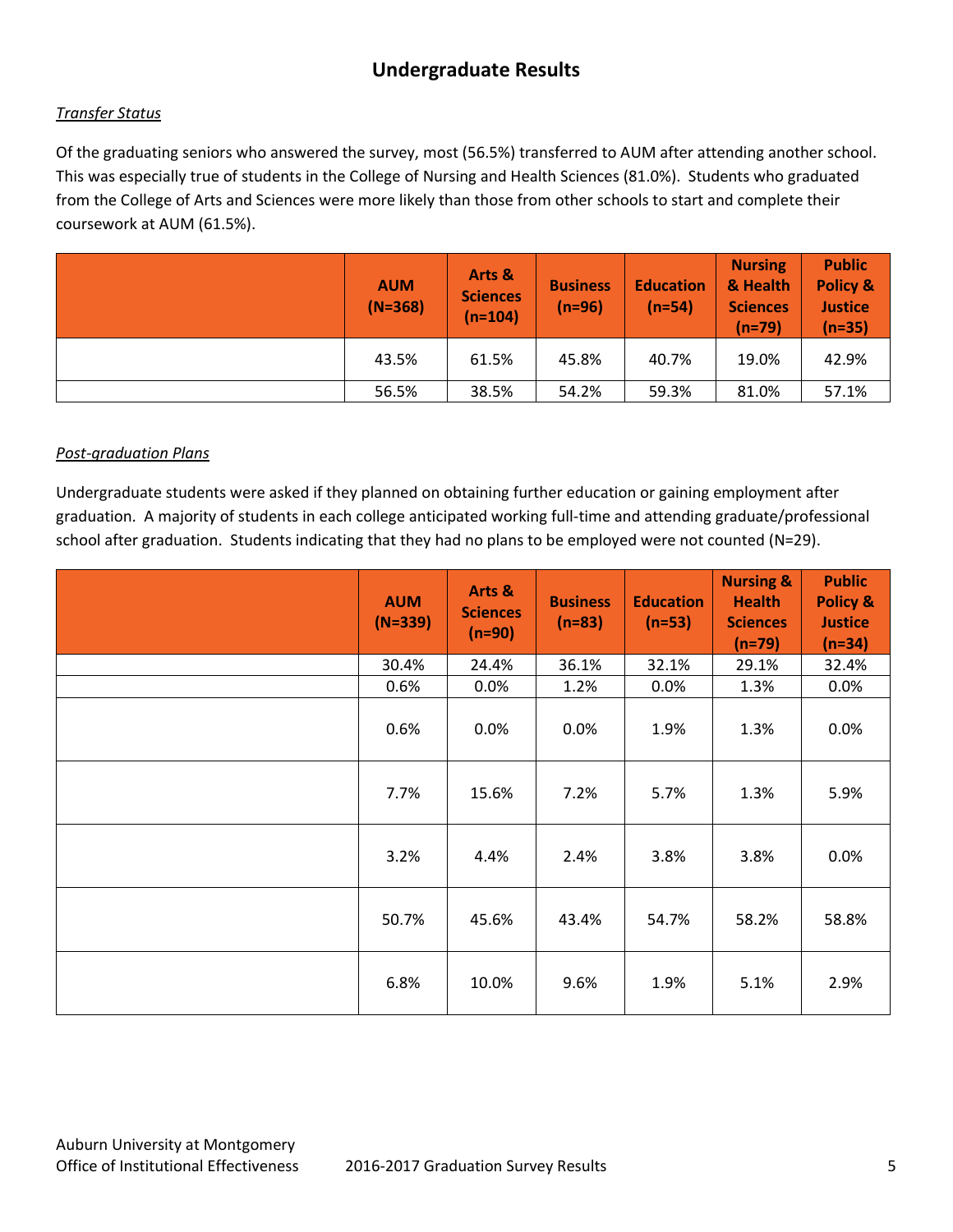## Undergraduate Results

*Transfer Status*

Of the graduating seniors who answered the survey, most (56.5%) transferred to AUM after attending another school. This was especially true of students in the College of Nursing and Health Sciences (81.0%). Students who graduated from the College of Arts and Sciences were more likely than those from other schools to start and complete their coursework at AUM (61.5%).

| | AUM (N=368) | Arts & Sciences (n=104) | Business (n=96) | Education (n=54) | Nursing & Health Sciences (n=79) | Public Policy & Justice (n=35) |
|---|---|---|---|---|---|---|
| | 43.5% | 61.5% | 45.8% | 40.7% | 19.0% | 42.9% |
| | 56.5% | 38.5% | 54.2% | 59.3% | 81.0% | 57.1% |

*Post-graduation Plans*

Undergraduate students were asked if they planned on obtaining further education or gaining employment after graduation. A majority of students in each college anticipated working full-time and attending graduate/professional school after graduation. Students indicating that they had no plans to be employed were not counted (N=29).

| | AUM (N=339) | Arts & Sciences (n=90) | Business (n=83) | Education (n=53) | Nursing & Health Sciences (n=79) | Public Policy & Justice (n=34) |
|---|---|---|---|---|---|---|
| | 30.4% | 24.4% | 36.1% | 32.1% | 29.1% | 32.4% |
| | 0.6% | 0.0% | 1.2% | 0.0% | 1.3% | 0.0% |
| | 0.6% | 0.0% | 0.0% | 1.9% | 1.3% | 0.0% |
| | 7.7% | 15.6% | 7.2% | 5.7% | 1.3% | 5.9% |
| | 3.2% | 4.4% | 2.4% | 3.8% | 3.8% | 0.0% |
| | 50.7% | 45.6% | 43.4% | 54.7% | 58.2% | 58.8% |
| | 6.8% | 10.0% | 9.6% | 1.9% | 5.1% | 2.9% |

Auburn University at Montgomery
Office of Institutional Effectiveness 2016-2017 Graduation Survey Results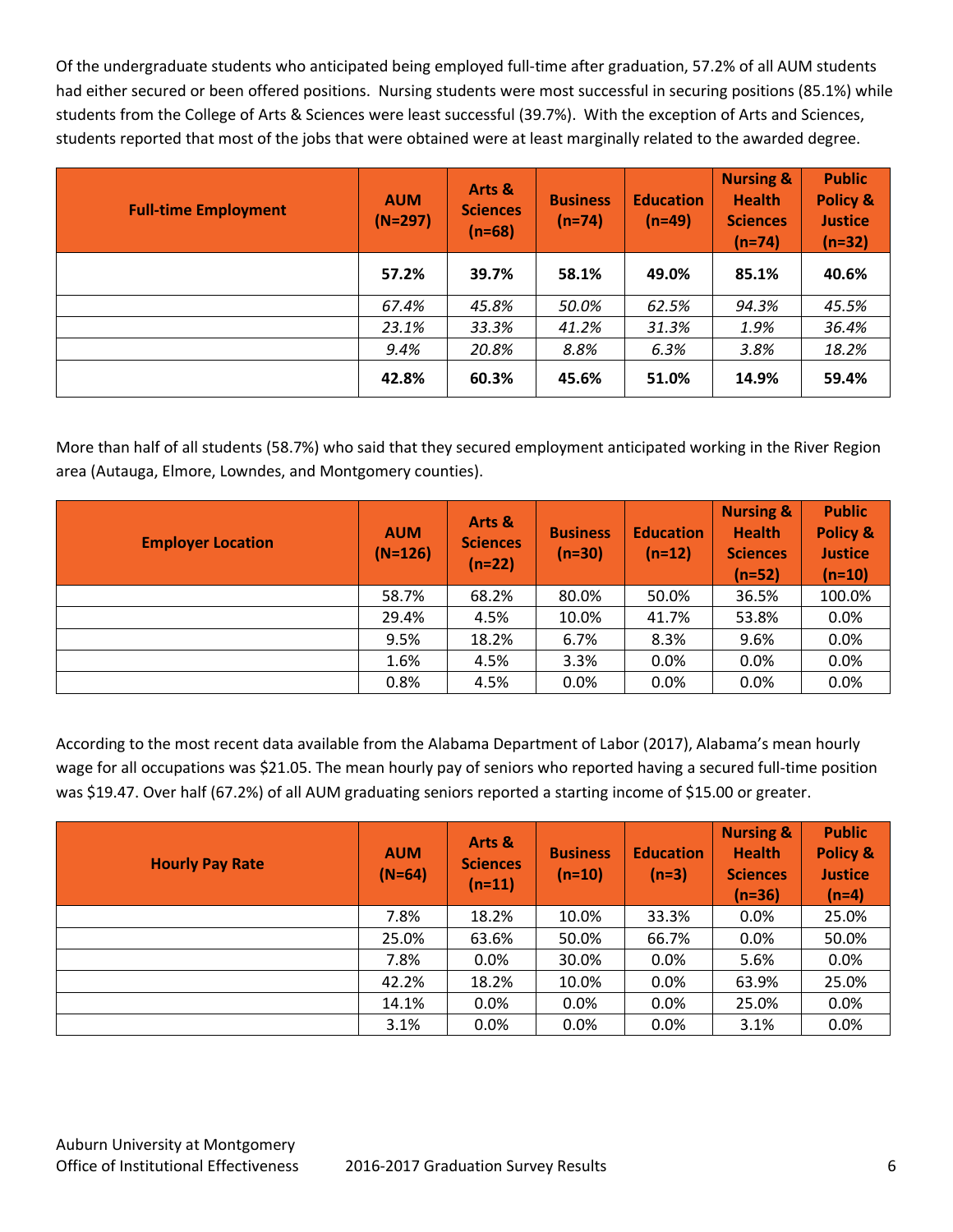Of the undergraduate students who anticipated being employed full-time after graduation, 57.2% of all AUM students had either secured or been offered positions. Nursing students were most successful in securing positions (85.1%) while students from the College of Arts & Sciences were least successful (39.7%). With the exception of Arts and Sciences, students reported that most of the jobs that were obtained were at least marginally related to the awarded degree.

| Full-time Employment | AUM (N=297) | Arts & Sciences (n=68) | Business (n=74) | Education (n=49) | Nursing & Health Sciences (n=74) | Public Policy & Justice (n=32) |
|---|---|---|---|---|---|---|
| | **57.2%** | **39.7%** | **58.1%** | **49.0%** | **85.1%** | **40.6%** |
| | *67.4%* | *45.8%* | *50.0%* | *62.5%* | *94.3%* | *45.5%* |
| | *23.1%* | *33.3%* | *41.2%* | *31.3%* | *1.9%* | *36.4%* |
| | *9.4%* | *20.8%* | *8.8%* | *6.3%* | *3.8%* | *18.2%* |
| | **42.8%** | **60.3%** | **45.6%** | **51.0%** | **14.9%** | **59.4%** |

More than half of all students (58.7%) who said that they secured employment anticipated working in the River Region area (Autauga, Elmore, Lowndes, and Montgomery counties).

| Employer Location | AUM (N=126) | Arts & Sciences (n=22) | Business (n=30) | Education (n=12) | Nursing & Health Sciences (n=52) | Public Policy & Justice (n=10) |
|---|---|---|---|---|---|---|
| | 58.7% | 68.2% | 80.0% | 50.0% | 36.5% | 100.0% |
| | 29.4% | 4.5% | 10.0% | 41.7% | 53.8% | 0.0% |
| | 9.5% | 18.2% | 6.7% | 8.3% | 9.6% | 0.0% |
| | 1.6% | 4.5% | 3.3% | 0.0% | 0.0% | 0.0% |
| | 0.8% | 4.5% | 0.0% | 0.0% | 0.0% | 0.0% |

According to the most recent data available from the Alabama Department of Labor (2017), Alabama's mean hourly wage for all occupations was $21.05. The mean hourly pay of seniors who reported having a secured full-time position was $19.47. Over half (67.2%) of all AUM graduating seniors reported a starting income of $15.00 or greater.

| Hourly Pay Rate | AUM (N=64) | Arts & Sciences (n=11) | Business (n=10) | Education (n=3) | Nursing & Health Sciences (n=36) | Public Policy & Justice (n=4) |
|---|---|---|---|---|---|---|
| | 7.8% | 18.2% | 10.0% | 33.3% | 0.0% | 25.0% |
| | 25.0% | 63.6% | 50.0% | 66.7% | 0.0% | 50.0% |
| | 7.8% | 0.0% | 30.0% | 0.0% | 5.6% | 0.0% |
| | 42.2% | 18.2% | 10.0% | 0.0% | 63.9% | 25.0% |
| | 14.1% | 0.0% | 0.0% | 0.0% | 25.0% | 0.0% |
| | 3.1% | 0.0% | 0.0% | 0.0% | 3.1% | 0.0% |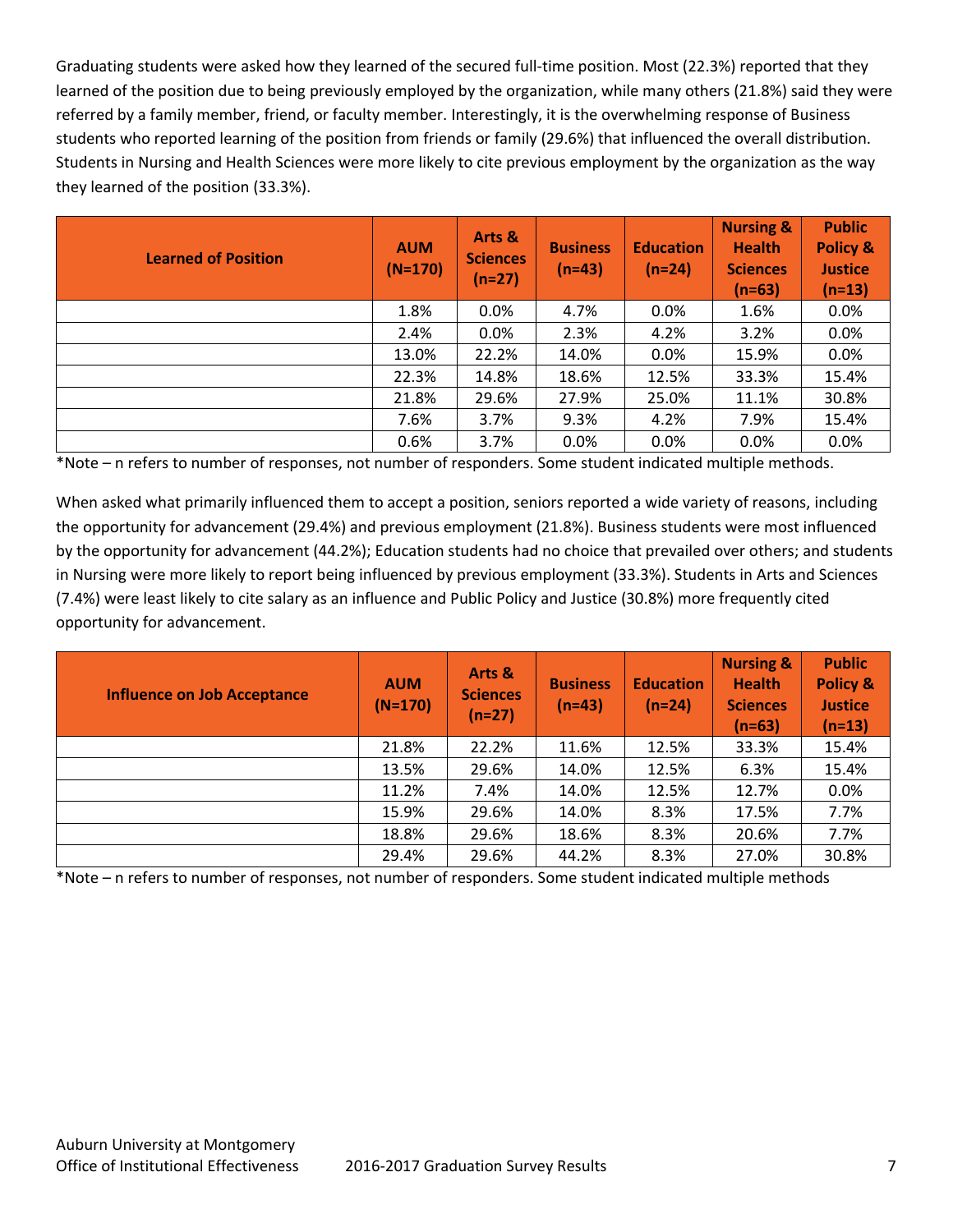Graduating students were asked how they learned of the secured full-time position. Most (22.3%) reported that they learned of the position due to being previously employed by the organization, while many others (21.8%) said they were referred by a family member, friend, or faculty member. Interestingly, it is the overwhelming response of Business students who reported learning of the position from friends or family (29.6%) that influenced the overall distribution. Students in Nursing and Health Sciences were more likely to cite previous employment by the organization as the way they learned of the position (33.3%).

| Learned of Position | AUM (N=170) | Arts & Sciences (n=27) | Business (n=43) | Education (n=24) | Nursing & Health Sciences (n=63) | Public Policy & Justice (n=13) |
|---|---|---|---|---|---|---|
| | 1.8% | 0.0% | 4.7% | 0.0% | 1.6% | 0.0% |
| | 2.4% | 0.0% | 2.3% | 4.2% | 3.2% | 0.0% |
| | 13.0% | 22.2% | 14.0% | 0.0% | 15.9% | 0.0% |
| | 22.3% | 14.8% | 18.6% | 12.5% | 33.3% | 15.4% |
| | 21.8% | 29.6% | 27.9% | 25.0% | 11.1% | 30.8% |
| | 7.6% | 3.7% | 9.3% | 4.2% | 7.9% | 15.4% |
| | 0.6% | 3.7% | 0.0% | 0.0% | 0.0% | 0.0% |

*Note – n refers to number of responses, not number of responders. Some student indicated multiple methods.

When asked what primarily influenced them to accept a position, seniors reported a wide variety of reasons, including the opportunity for advancement (29.4%) and previous employment (21.8%). Business students were most influenced by the opportunity for advancement (44.2%); Education students had no choice that prevailed over others; and students in Nursing were more likely to report being influenced by previous employment (33.3%). Students in Arts and Sciences (7.4%) were least likely to cite salary as an influence and Public Policy and Justice (30.8%) more frequently cited opportunity for advancement.

| Influence on Job Acceptance | AUM (N=170) | Arts & Sciences (n=27) | Business (n=43) | Education (n=24) | Nursing & Health Sciences (n=63) | Public Policy & Justice (n=13) |
|---|---|---|---|---|---|---|
| | 21.8% | 22.2% | 11.6% | 12.5% | 33.3% | 15.4% |
| | 13.5% | 29.6% | 14.0% | 12.5% | 6.3% | 15.4% |
| | 11.2% | 7.4% | 14.0% | 12.5% | 12.7% | 0.0% |
| | 15.9% | 29.6% | 14.0% | 8.3% | 17.5% | 7.7% |
| | 18.8% | 29.6% | 18.6% | 8.3% | 20.6% | 7.7% |
| | 29.4% | 29.6% | 44.2% | 8.3% | 27.0% | 30.8% |

*Note – n refers to number of responses, not number of responders. Some student indicated multiple methods

Auburn University at Montgomery
Office of Institutional Effectiveness 2016-2017 Graduation Survey Results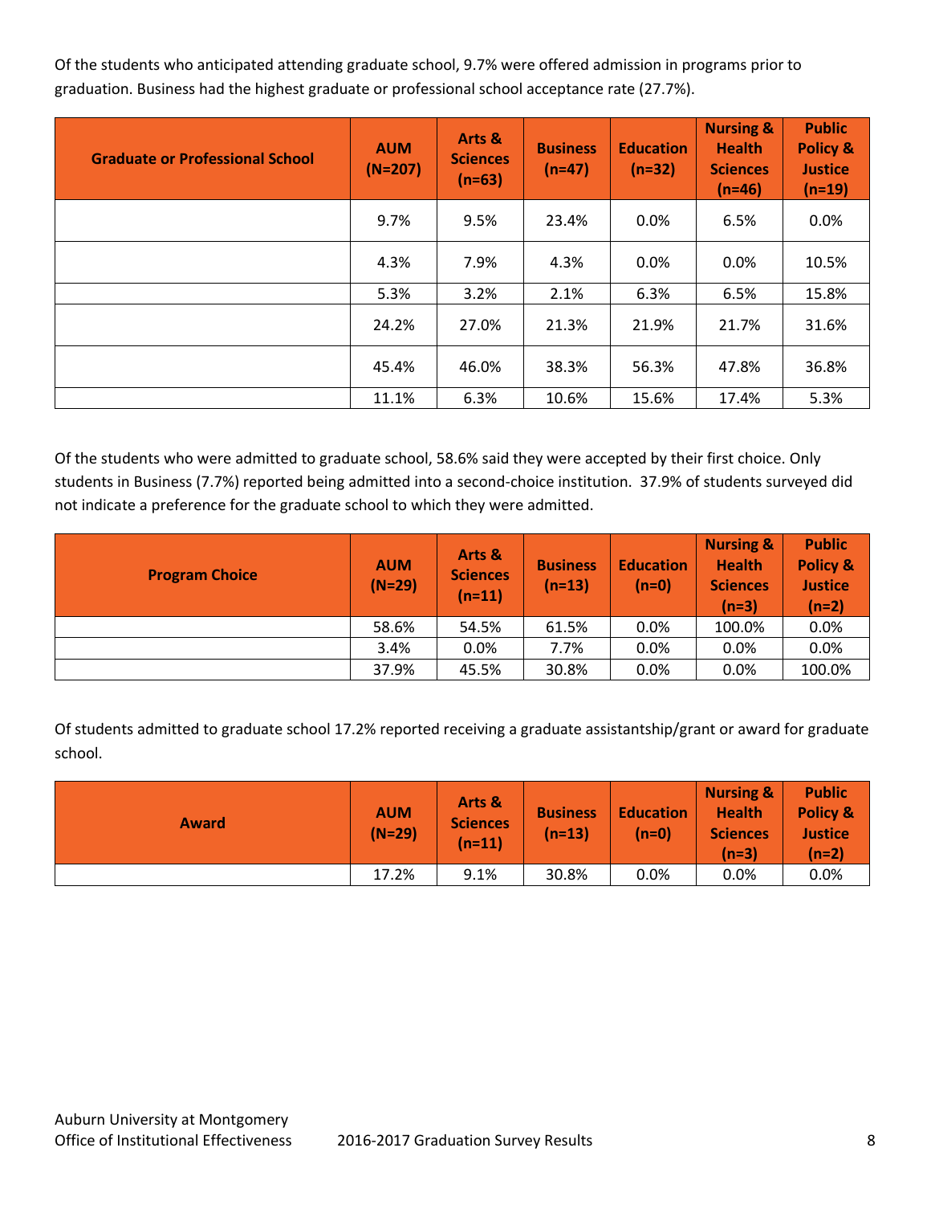Of the students who anticipated attending graduate school, 9.7% were offered admission in programs prior to graduation. Business had the highest graduate or professional school acceptance rate (27.7%).

| Graduate or Professional School | AUM (N=207) | Arts & Sciences (n=63) | Business (n=47) | Education (n=32) | Nursing & Health Sciences (n=46) | Public Policy & Justice (n=19) |
|---|---|---|---|---|---|---|
| | 9.7% | 9.5% | 23.4% | 0.0% | 6.5% | 0.0% |
| | 4.3% | 7.9% | 4.3% | 0.0% | 0.0% | 10.5% |
| | 5.3% | 3.2% | 2.1% | 6.3% | 6.5% | 15.8% |
| | 24.2% | 27.0% | 21.3% | 21.9% | 21.7% | 31.6% |
| | 45.4% | 46.0% | 38.3% | 56.3% | 47.8% | 36.8% |
| | 11.1% | 6.3% | 10.6% | 15.6% | 17.4% | 5.3% |

Of the students who were admitted to graduate school, 58.6% said they were accepted by their first choice. Only students in Business (7.7%) reported being admitted into a second-choice institution. 37.9% of students surveyed did not indicate a preference for the graduate school to which they were admitted.

| Program Choice | AUM (N=29) | Arts & Sciences (n=11) | Business (n=13) | Education (n=0) | Nursing & Health Sciences (n=3) | Public Policy & Justice (n=2) |
|---|---|---|---|---|---|---|
| | 58.6% | 54.5% | 61.5% | 0.0% | 100.0% | 0.0% |
| | 3.4% | 0.0% | 7.7% | 0.0% | 0.0% | 0.0% |
| | 37.9% | 45.5% | 30.8% | 0.0% | 0.0% | 100.0% |

Of students admitted to graduate school 17.2% reported receiving a graduate assistantship/grant or award for graduate school.

| Award | AUM (N=29) | Arts & Sciences (n=11) | Business (n=13) | Education (n=0) | Nursing & Health Sciences (n=3) | Public Policy & Justice (n=2) |
|---|---|---|---|---|---|---|
| | 17.2% | 9.1% | 30.8% | 0.0% | 0.0% | 0.0% |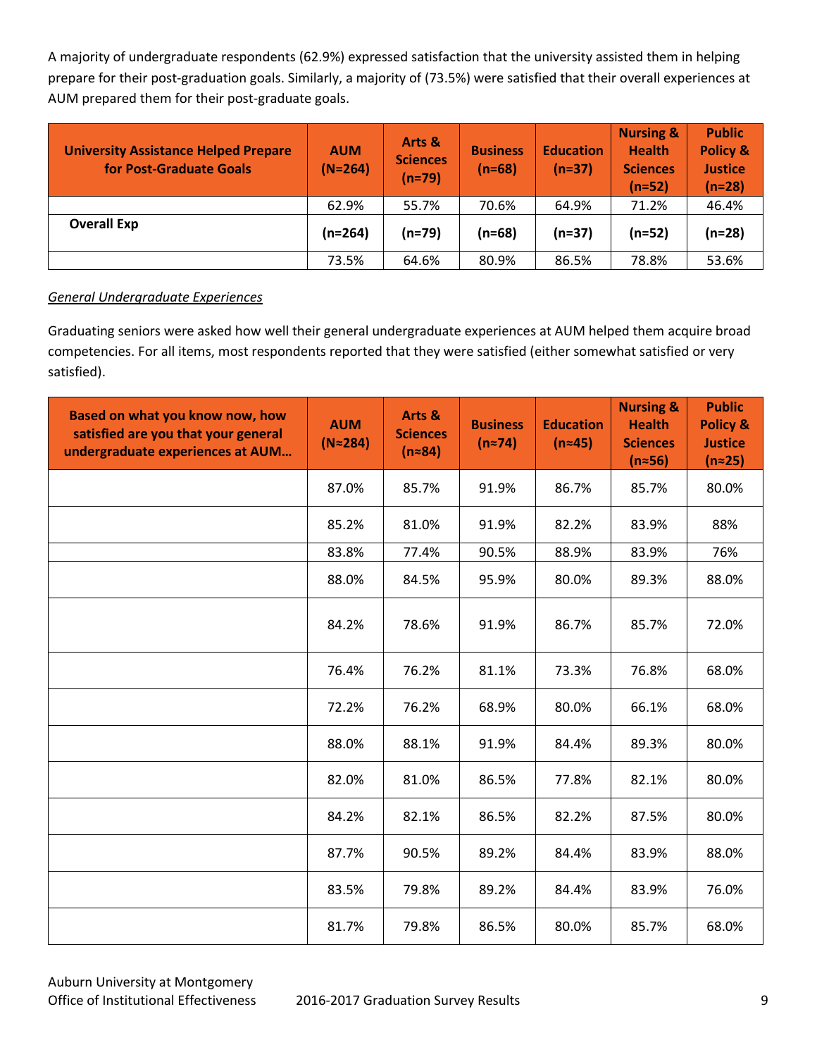A majority of undergraduate respondents (62.9%) expressed satisfaction that the university assisted them in helping prepare for their post-graduation goals. Similarly, a majority of (73.5%) were satisfied that their overall experiences at AUM prepared them for their post-graduate goals.

| University Assistance Helped Prepare for Post-Graduate Goals | AUM (N=264) | Arts & Sciences (n=79) | Business (n=68) | Education (n=37) | Nursing & Health Sciences (n=52) | Public Policy & Justice (n=28) |
|---|---|---|---|---|---|---|
| | 62.9% | 55.7% | 70.6% | 64.9% | 71.2% | 46.4% |
| **Overall Exp** | **(n=264)** | **(n=79)** | **(n=68)** | **(n=37)** | **(n=52)** | **(n=28)** |
| | 73.5% | 64.6% | 80.9% | 86.5% | 78.8% | 53.6% |

*General Undergraduate Experiences*

Graduating seniors were asked how well their general undergraduate experiences at AUM helped them acquire broad competencies. For all items, most respondents reported that they were satisfied (either somewhat satisfied or very satisfied).

| Based on what you know now, how satisfied are you that your general undergraduate experiences at AUM… | AUM (N≈284) | Arts & Sciences (n≈84) | Business (n≈74) | Education (n≈45) | Nursing & Health Sciences (n≈56) | Public Policy & Justice (n≈25) |
|---|---|---|---|---|---|---|
| | 87.0% | 85.7% | 91.9% | 86.7% | 85.7% | 80.0% |
| | 85.2% | 81.0% | 91.9% | 82.2% | 83.9% | 88% |
| | 83.8% | 77.4% | 90.5% | 88.9% | 83.9% | 76% |
| | 88.0% | 84.5% | 95.9% | 80.0% | 89.3% | 88.0% |
| | 84.2% | 78.6% | 91.9% | 86.7% | 85.7% | 72.0% |
| | 76.4% | 76.2% | 81.1% | 73.3% | 76.8% | 68.0% |
| | 72.2% | 76.2% | 68.9% | 80.0% | 66.1% | 68.0% |
| | 88.0% | 88.1% | 91.9% | 84.4% | 89.3% | 80.0% |
| | 82.0% | 81.0% | 86.5% | 77.8% | 82.1% | 80.0% |
| | 84.2% | 82.1% | 86.5% | 82.2% | 87.5% | 80.0% |
| | 87.7% | 90.5% | 89.2% | 84.4% | 83.9% | 88.0% |
| | 83.5% | 79.8% | 89.2% | 84.4% | 83.9% | 76.0% |
| | 81.7% | 79.8% | 86.5% | 80.0% | 85.7% | 68.0% |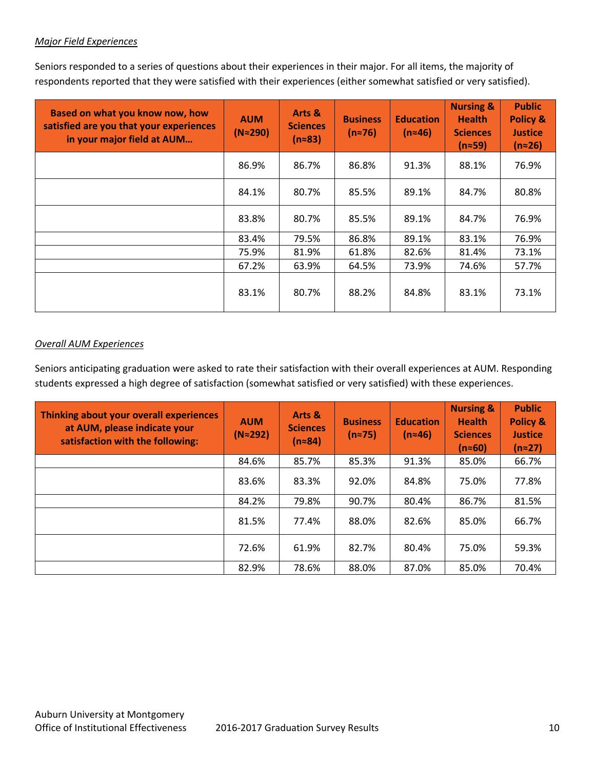*Major Field Experiences*

Seniors responded to a series of questions about their experiences in their major. For all items, the majority of respondents reported that they were satisfied with their experiences (either somewhat satisfied or very satisfied).

| Based on what you know now, how satisfied are you that your experiences in your major field at AUM… | AUM (N≈290) | Arts & Sciences (n≈83) | Business (n≈76) | Education (n≈46) | Nursing & Health Sciences (n≈59) | Public Policy & Justice (n≈26) |
|---|---|---|---|---|---|---|
| | 86.9% | 86.7% | 86.8% | 91.3% | 88.1% | 76.9% |
| | 84.1% | 80.7% | 85.5% | 89.1% | 84.7% | 80.8% |
| | 83.8% | 80.7% | 85.5% | 89.1% | 84.7% | 76.9% |
| | 83.4% | 79.5% | 86.8% | 89.1% | 83.1% | 76.9% |
| | 75.9% | 81.9% | 61.8% | 82.6% | 81.4% | 73.1% |
| | 67.2% | 63.9% | 64.5% | 73.9% | 74.6% | 57.7% |
| | 83.1% | 80.7% | 88.2% | 84.8% | 83.1% | 73.1% |

*Overall AUM Experiences*

Seniors anticipating graduation were asked to rate their satisfaction with their overall experiences at AUM. Responding students expressed a high degree of satisfaction (somewhat satisfied or very satisfied) with these experiences.

| Thinking about your overall experiences at AUM, please indicate your satisfaction with the following: | AUM (N≈292) | Arts & Sciences (n≈84) | Business (n≈75) | Education (n≈46) | Nursing & Health Sciences (n≈60) | Public Policy & Justice (n≈27) |
|---|---|---|---|---|---|---|
| | 84.6% | 85.7% | 85.3% | 91.3% | 85.0% | 66.7% |
| | 83.6% | 83.3% | 92.0% | 84.8% | 75.0% | 77.8% |
| | 84.2% | 79.8% | 90.7% | 80.4% | 86.7% | 81.5% |
| | 81.5% | 77.4% | 88.0% | 82.6% | 85.0% | 66.7% |
| | 72.6% | 61.9% | 82.7% | 80.4% | 75.0% | 59.3% |
| | 82.9% | 78.6% | 88.0% | 87.0% | 85.0% | 70.4% |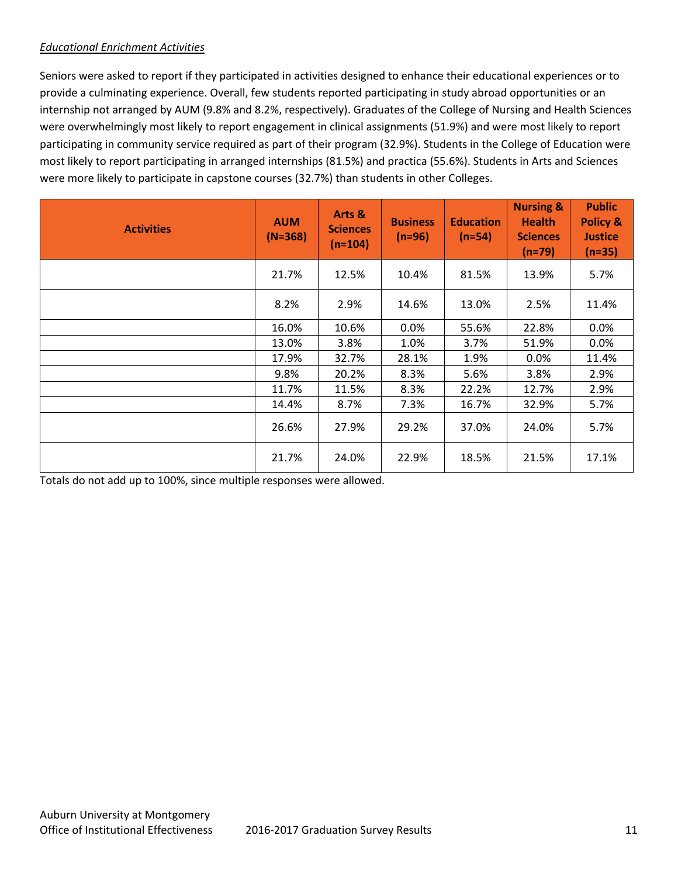*Educational Enrichment Activities*

Seniors were asked to report if they participated in activities designed to enhance their educational experiences or to provide a culminating experience. Overall, few students reported participating in study abroad opportunities or an internship not arranged by AUM (9.8% and 8.2%, respectively). Graduates of the College of Nursing and Health Sciences were overwhelmingly most likely to report engagement in clinical assignments (51.9%) and were most likely to report participating in community service required as part of their program (32.9%). Students in the College of Education were most likely to report participating in arranged internships (81.5%) and practica (55.6%). Students in Arts and Sciences were more likely to participate in capstone courses (32.7%) than students in other Colleges.

| Activities | AUM (N=368) | Arts & Sciences (n=104) | Business (n=96) | Education (n=54) | Nursing & Health Sciences (n=79) | Public Policy & Justice (n=35) |
|---|---|---|---|---|---|---|
| | 21.7% | 12.5% | 10.4% | 81.5% | 13.9% | 5.7% |
| | 8.2% | 2.9% | 14.6% | 13.0% | 2.5% | 11.4% |
| | 16.0% | 10.6% | 0.0% | 55.6% | 22.8% | 0.0% |
| | 13.0% | 3.8% | 1.0% | 3.7% | 51.9% | 0.0% |
| | 17.9% | 32.7% | 28.1% | 1.9% | 0.0% | 11.4% |
| | 9.8% | 20.2% | 8.3% | 5.6% | 3.8% | 2.9% |
| | 11.7% | 11.5% | 8.3% | 22.2% | 12.7% | 2.9% |
| | 14.4% | 8.7% | 7.3% | 16.7% | 32.9% | 5.7% |
| | 26.6% | 27.9% | 29.2% | 37.0% | 24.0% | 5.7% |
| | 21.7% | 24.0% | 22.9% | 18.5% | 21.5% | 17.1% |

Totals do not add up to 100%, since multiple responses were allowed.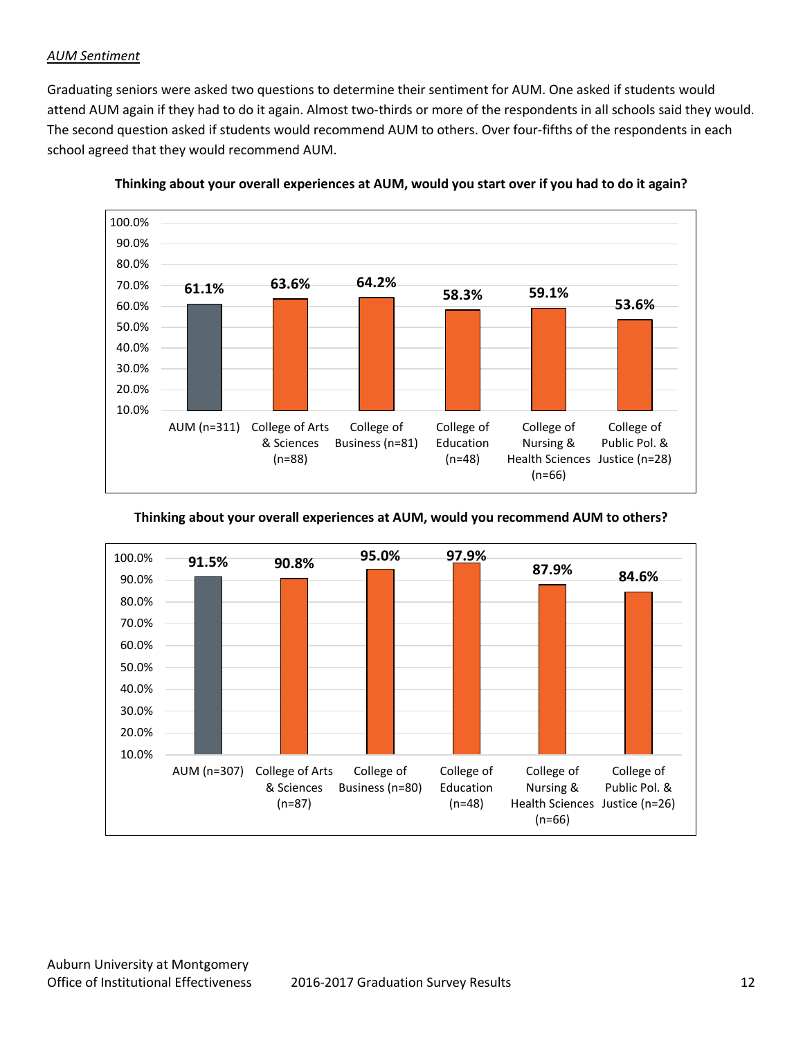*AUM Sentiment*

Graduating seniors were asked two questions to determine their sentiment for AUM. One asked if students would attend AUM again if they had to do it again. Almost two-thirds or more of the respondents in all schools said they would. The second question asked if students would recommend AUM to others. Over four-fifths of the respondents in each school agreed that they would recommend AUM.

**Thinking about your overall experiences at AUM, would you start over if you had to do it again?**

| Group | Percent |
|---|---|
| AUM (n=311) | 61.1% |
| College of Arts & Sciences (n=88) | 63.6% |
| College of Business (n=81) | 64.2% |
| College of Education (n=48) | 58.3% |
| College of Nursing & Health Sciences (n=66) | 59.1% |
| College of Public Pol. & Justice (n=28) | 53.6% |

**Thinking about your overall experiences at AUM, would you recommend AUM to others?**

| Group | Percent |
|---|---|
| AUM (n=307) | 91.5% |
| College of Arts & Sciences (n=87) | 90.8% |
| College of Business (n=80) | 95.0% |
| College of Education (n=48) | 97.9% |
| College of Nursing & Health Sciences (n=66) | 87.9% |
| College of Public Pol. & Justice (n=26) | 84.6% |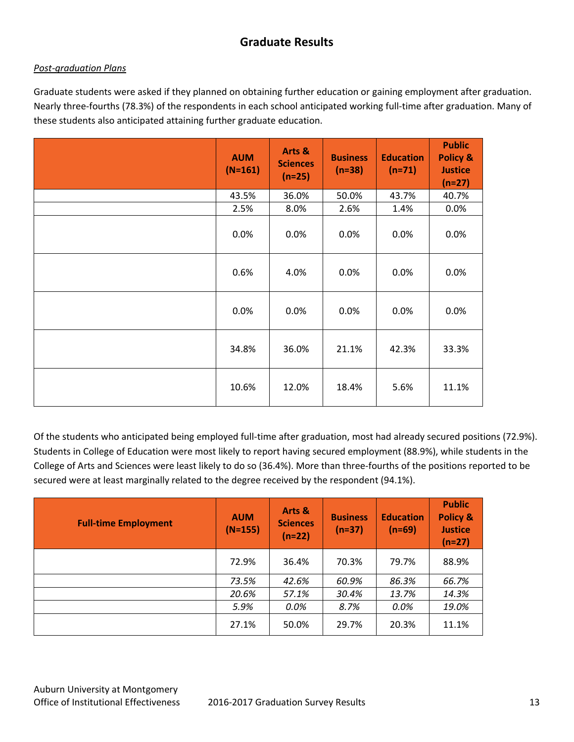## Graduate Results

*Post-graduation Plans*

Graduate students were asked if they planned on obtaining further education or gaining employment after graduation. Nearly three-fourths (78.3%) of the respondents in each school anticipated working full-time after graduation. Many of these students also anticipated attaining further graduate education.

| | AUM (N=161) | Arts & Sciences (n=25) | Business (n=38) | Education (n=71) | Public Policy & Justice (n=27) |
|---|---|---|---|---|---|
| | 43.5% | 36.0% | 50.0% | 43.7% | 40.7% |
| | 2.5% | 8.0% | 2.6% | 1.4% | 0.0% |
| | 0.0% | 0.0% | 0.0% | 0.0% | 0.0% |
| | 0.6% | 4.0% | 0.0% | 0.0% | 0.0% |
| | 0.0% | 0.0% | 0.0% | 0.0% | 0.0% |
| | 34.8% | 36.0% | 21.1% | 42.3% | 33.3% |
| | 10.6% | 12.0% | 18.4% | 5.6% | 11.1% |

Of the students who anticipated being employed full-time after graduation, most had already secured positions (72.9%). Students in College of Education were most likely to report having secured employment (88.9%), while students in the College of Arts and Sciences were least likely to do so (36.4%). More than three-fourths of the positions reported to be secured were at least marginally related to the degree received by the respondent (94.1%).

| Full-time Employment | AUM (N=155) | Arts & Sciences (n=22) | Business (n=37) | Education (n=69) | Public Policy & Justice (n=27) |
|---|---|---|---|---|---|
| | 72.9% | 36.4% | 70.3% | 79.7% | 88.9% |
| | *73.5%* | *42.6%* | *60.9%* | *86.3%* | *66.7%* |
| | *20.6%* | *57.1%* | *30.4%* | *13.7%* | *14.3%* |
| | *5.9%* | *0.0%* | *8.7%* | *0.0%* | *19.0%* |
| | 27.1% | 50.0% | 29.7% | 20.3% | 11.1% |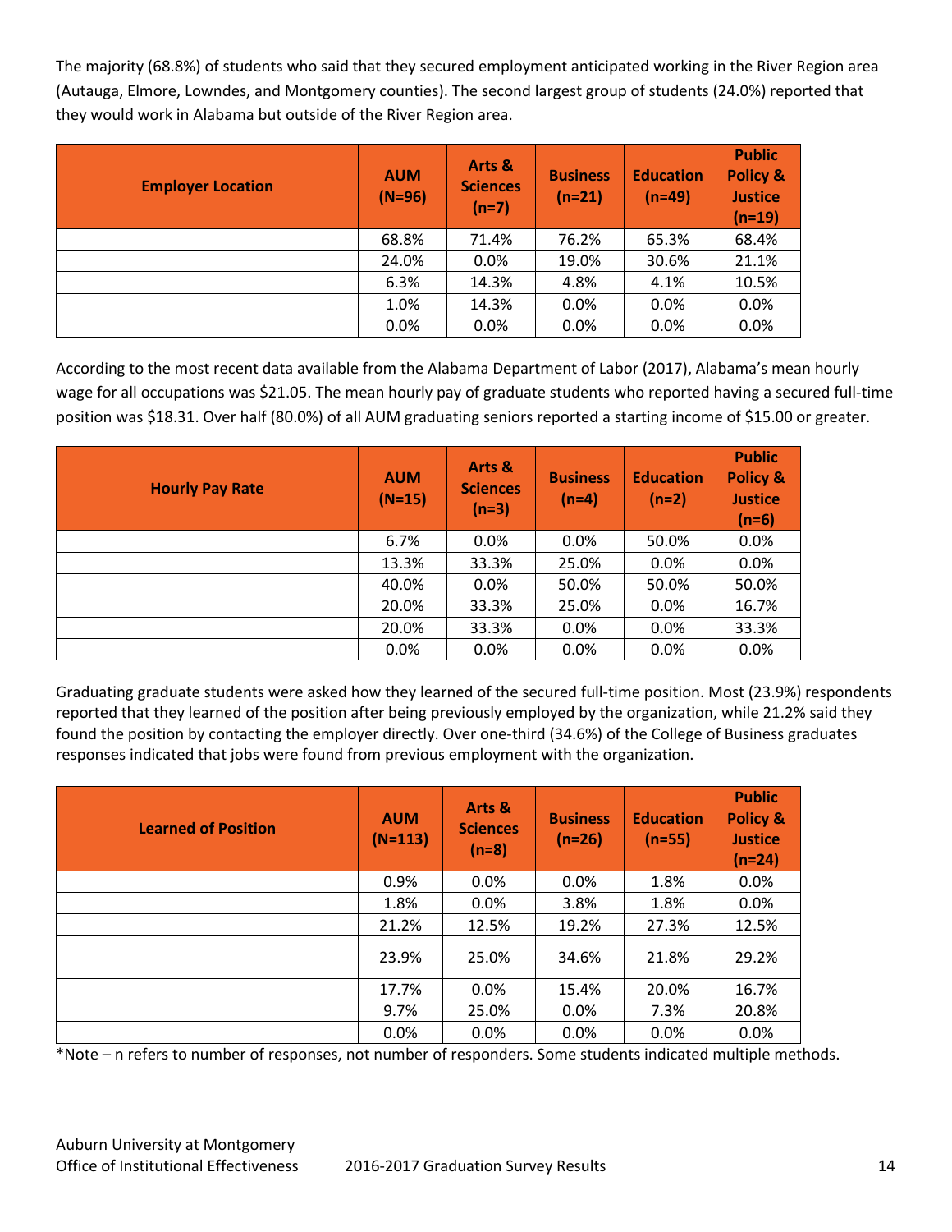The majority (68.8%) of students who said that they secured employment anticipated working in the River Region area (Autauga, Elmore, Lowndes, and Montgomery counties). The second largest group of students (24.0%) reported that they would work in Alabama but outside of the River Region area.

| Employer Location | AUM (N=96) | Arts & Sciences (n=7) | Business (n=21) | Education (n=49) | Public Policy & Justice (n=19) |
|---|---|---|---|---|---|
| | 68.8% | 71.4% | 76.2% | 65.3% | 68.4% |
| | 24.0% | 0.0% | 19.0% | 30.6% | 21.1% |
| | 6.3% | 14.3% | 4.8% | 4.1% | 10.5% |
| | 1.0% | 14.3% | 0.0% | 0.0% | 0.0% |
| | 0.0% | 0.0% | 0.0% | 0.0% | 0.0% |

According to the most recent data available from the Alabama Department of Labor (2017), Alabama's mean hourly wage for all occupations was $21.05. The mean hourly pay of graduate students who reported having a secured full-time position was $18.31. Over half (80.0%) of all AUM graduating seniors reported a starting income of $15.00 or greater.

| Hourly Pay Rate | AUM (N=15) | Arts & Sciences (n=3) | Business (n=4) | Education (n=2) | Public Policy & Justice (n=6) |
|---|---|---|---|---|---|
| | 6.7% | 0.0% | 0.0% | 50.0% | 0.0% |
| | 13.3% | 33.3% | 25.0% | 0.0% | 0.0% |
| | 40.0% | 0.0% | 50.0% | 50.0% | 50.0% |
| | 20.0% | 33.3% | 25.0% | 0.0% | 16.7% |
| | 20.0% | 33.3% | 0.0% | 0.0% | 33.3% |
| | 0.0% | 0.0% | 0.0% | 0.0% | 0.0% |

Graduating graduate students were asked how they learned of the secured full-time position. Most (23.9%) respondents reported that they learned of the position after being previously employed by the organization, while 21.2% said they found the position by contacting the employer directly. Over one-third (34.6%) of the College of Business graduates responses indicated that jobs were found from previous employment with the organization.

| Learned of Position | AUM (N=113) | Arts & Sciences (n=8) | Business (n=26) | Education (n=55) | Public Policy & Justice (n=24) |
|---|---|---|---|---|---|
| | 0.9% | 0.0% | 0.0% | 1.8% | 0.0% |
| | 1.8% | 0.0% | 3.8% | 1.8% | 0.0% |
| | 21.2% | 12.5% | 19.2% | 27.3% | 12.5% |
| | 23.9% | 25.0% | 34.6% | 21.8% | 29.2% |
| | 17.7% | 0.0% | 15.4% | 20.0% | 16.7% |
| | 9.7% | 25.0% | 0.0% | 7.3% | 20.8% |
| | 0.0% | 0.0% | 0.0% | 0.0% | 0.0% |

*Note – n refers to number of responses, not number of responders. Some students indicated multiple methods.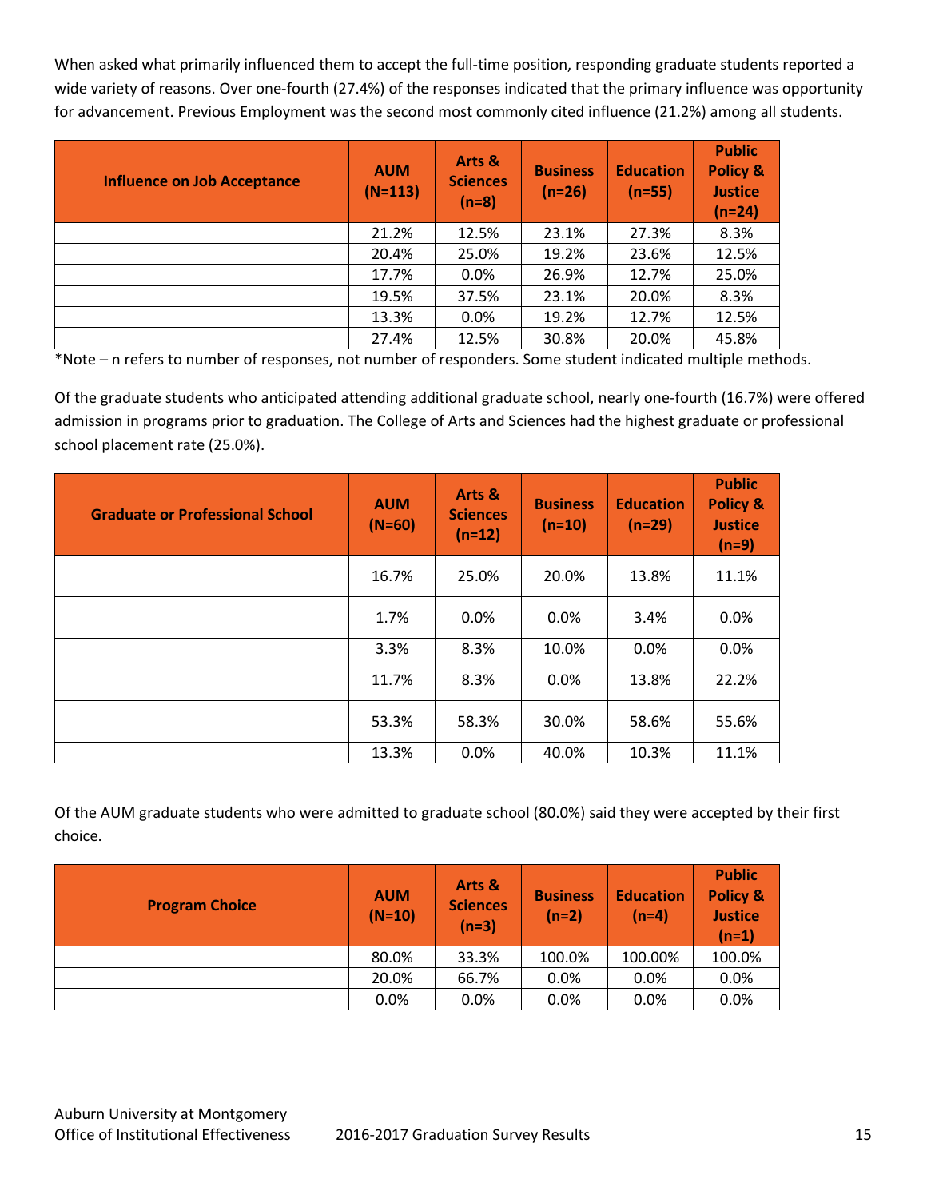When asked what primarily influenced them to accept the full-time position, responding graduate students reported a wide variety of reasons. Over one-fourth (27.4%) of the responses indicated that the primary influence was opportunity for advancement. Previous Employment was the second most commonly cited influence (21.2%) among all students.

| Influence on Job Acceptance | AUM (N=113) | Arts & Sciences (n=8) | Business (n=26) | Education (n=55) | Public Policy & Justice (n=24) |
|---|---|---|---|---|---|
| | 21.2% | 12.5% | 23.1% | 27.3% | 8.3% |
| | 20.4% | 25.0% | 19.2% | 23.6% | 12.5% |
| | 17.7% | 0.0% | 26.9% | 12.7% | 25.0% |
| | 19.5% | 37.5% | 23.1% | 20.0% | 8.3% |
| | 13.3% | 0.0% | 19.2% | 12.7% | 12.5% |
| | 27.4% | 12.5% | 30.8% | 20.0% | 45.8% |

*Note – n refers to number of responses, not number of responders. Some student indicated multiple methods.

Of the graduate students who anticipated attending additional graduate school, nearly one-fourth (16.7%) were offered admission in programs prior to graduation. The College of Arts and Sciences had the highest graduate or professional school placement rate (25.0%).

| Graduate or Professional School | AUM (N=60) | Arts & Sciences (n=12) | Business (n=10) | Education (n=29) | Public Policy & Justice (n=9) |
|---|---|---|---|---|---|
| | 16.7% | 25.0% | 20.0% | 13.8% | 11.1% |
| | 1.7% | 0.0% | 0.0% | 3.4% | 0.0% |
| | 3.3% | 8.3% | 10.0% | 0.0% | 0.0% |
| | 11.7% | 8.3% | 0.0% | 13.8% | 22.2% |
| | 53.3% | 58.3% | 30.0% | 58.6% | 55.6% |
| | 13.3% | 0.0% | 40.0% | 10.3% | 11.1% |

Of the AUM graduate students who were admitted to graduate school (80.0%) said they were accepted by their first choice.

| Program Choice | AUM (N=10) | Arts & Sciences (n=3) | Business (n=2) | Education (n=4) | Public Policy & Justice (n=1) |
|---|---|---|---|---|---|
| | 80.0% | 33.3% | 100.0% | 100.00% | 100.0% |
| | 20.0% | 66.7% | 0.0% | 0.0% | 0.0% |
| | 0.0% | 0.0% | 0.0% | 0.0% | 0.0% |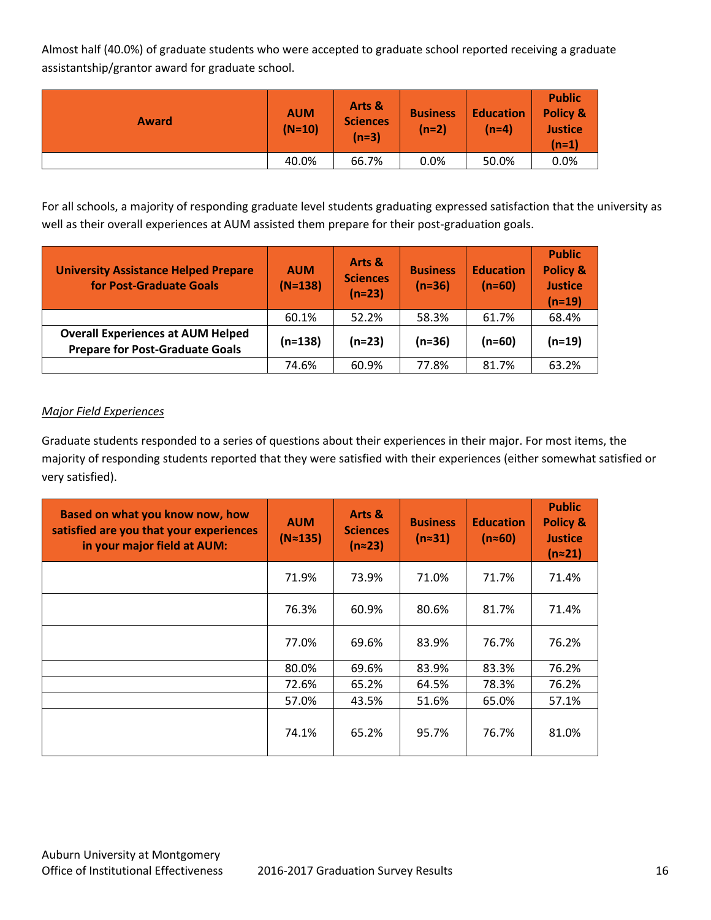Almost half (40.0%) of graduate students who were accepted to graduate school reported receiving a graduate assistantship/grantor award for graduate school.

| Award | AUM (N=10) | Arts & Sciences (n=3) | Business (n=2) | Education (n=4) | Public Policy & Justice (n=1) |
|---|---|---|---|---|---|
| | 40.0% | 66.7% | 0.0% | 50.0% | 0.0% |

For all schools, a majority of responding graduate level students graduating expressed satisfaction that the university as well as their overall experiences at AUM assisted them prepare for their post-graduation goals.

| University Assistance Helped Prepare for Post-Graduate Goals | AUM (N=138) | Arts & Sciences (n=23) | Business (n=36) | Education (n=60) | Public Policy & Justice (n=19) |
|---|---|---|---|---|---|
| | 60.1% | 52.2% | 58.3% | 61.7% | 68.4% |
| **Overall Experiences at AUM Helped Prepare for Post-Graduate Goals** | **(n=138)** | **(n=23)** | **(n=36)** | **(n=60)** | **(n=19)** |
| | 74.6% | 60.9% | 77.8% | 81.7% | 63.2% |

*Major Field Experiences*

Graduate students responded to a series of questions about their experiences in their major. For most items, the majority of responding students reported that they were satisfied with their experiences (either somewhat satisfied or very satisfied).

| Based on what you know now, how satisfied are you that your experiences in your major field at AUM: | AUM (N≈135) | Arts & Sciences (n≈23) | Business (n≈31) | Education (n≈60) | Public Policy & Justice (n≈21) |
|---|---|---|---|---|---|
| | 71.9% | 73.9% | 71.0% | 71.7% | 71.4% |
| | 76.3% | 60.9% | 80.6% | 81.7% | 71.4% |
| | 77.0% | 69.6% | 83.9% | 76.7% | 76.2% |
| | 80.0% | 69.6% | 83.9% | 83.3% | 76.2% |
| | 72.6% | 65.2% | 64.5% | 78.3% | 76.2% |
| | 57.0% | 43.5% | 51.6% | 65.0% | 57.1% |
| | 74.1% | 65.2% | 95.7% | 76.7% | 81.0% |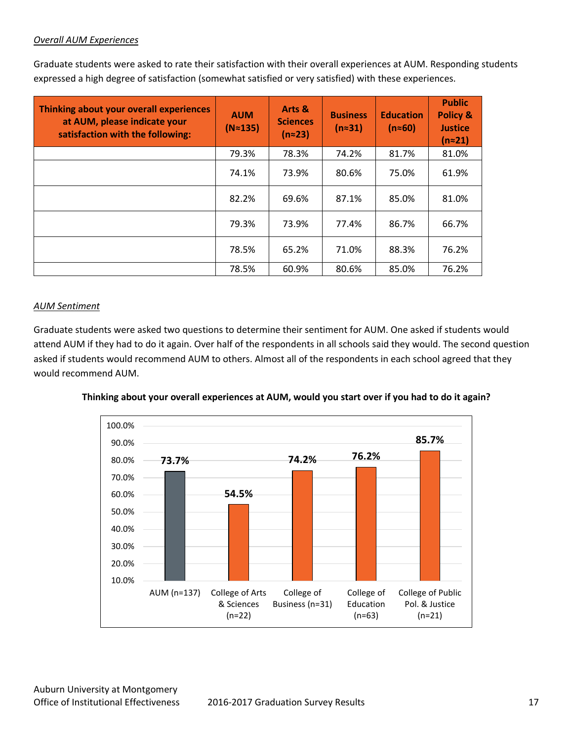*Overall AUM Experiences*

Graduate students were asked to rate their satisfaction with their overall experiences at AUM. Responding students expressed a high degree of satisfaction (somewhat satisfied or very satisfied) with these experiences.

| Thinking about your overall experiences at AUM, please indicate your satisfaction with the following: | AUM (N≈135) | Arts & Sciences (n≈23) | Business (n≈31) | Education (n≈60) | Public Policy & Justice (n≈21) |
|---|---|---|---|---|---|
| | 79.3% | 78.3% | 74.2% | 81.7% | 81.0% |
| | 74.1% | 73.9% | 80.6% | 75.0% | 61.9% |
| | 82.2% | 69.6% | 87.1% | 85.0% | 81.0% |
| | 79.3% | 73.9% | 77.4% | 86.7% | 66.7% |
| | 78.5% | 65.2% | 71.0% | 88.3% | 76.2% |
| | 78.5% | 60.9% | 80.6% | 85.0% | 76.2% |

*AUM Sentiment*

Graduate students were asked two questions to determine their sentiment for AUM. One asked if students would attend AUM if they had to do it again. Over half of the respondents in all schools said they would. The second question asked if students would recommend AUM to others. Almost all of the respondents in each school agreed that they would recommend AUM.

**Thinking about your overall experiences at AUM, would you start over if you had to do it again?**

| | Percent |
|---|---|
| AUM (n=137) | 73.7% |
| College of Arts & Sciences (n=22) | 54.5% |
| College of Business (n=31) | 74.2% |
| College of Education (n=63) | 76.2% |
| College of Public Pol. & Justice (n=21) | 85.7% |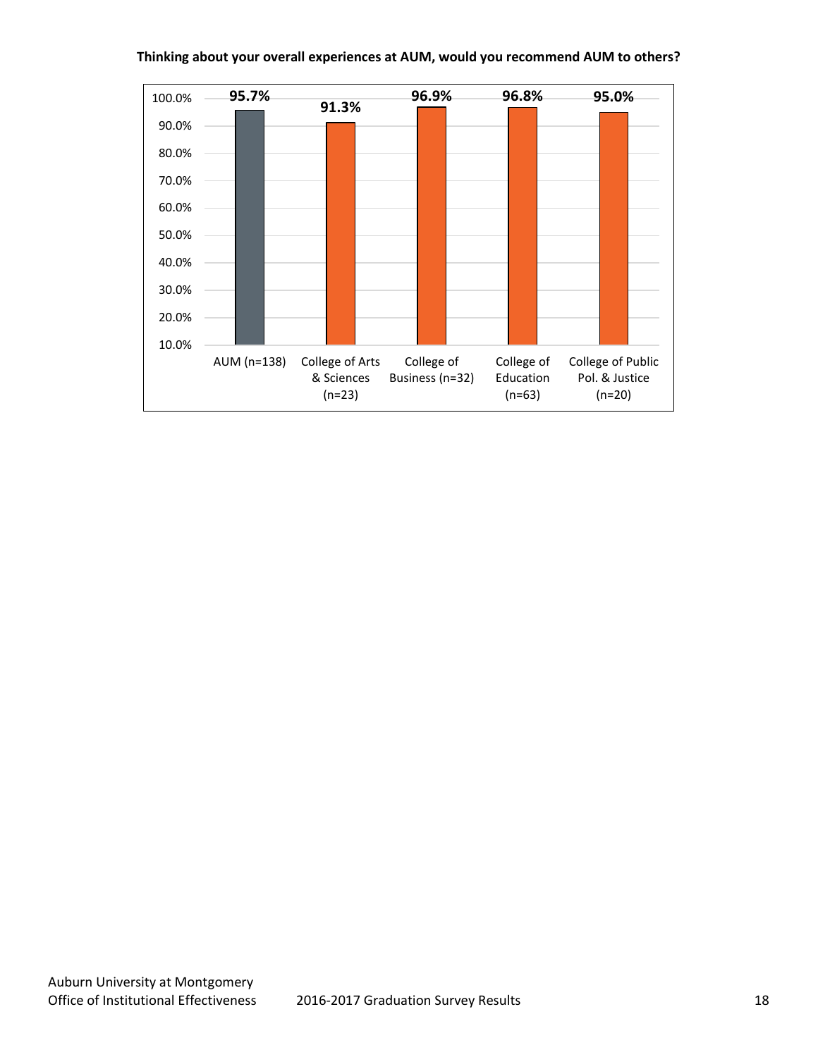**Thinking about your overall experiences at AUM, would you recommend AUM to others?**

100.0%
90.0%
80.0%
70.0%
60.0%
50.0%
40.0%
30.0%
20.0%
10.0%

95.7%
91.3%
96.9%
96.8%
95.0%

AUM (n=138)
College of Arts & Sciences (n=23)
College of Business (n=32)
College of Education (n=63)
College of Public Pol. & Justice (n=20)